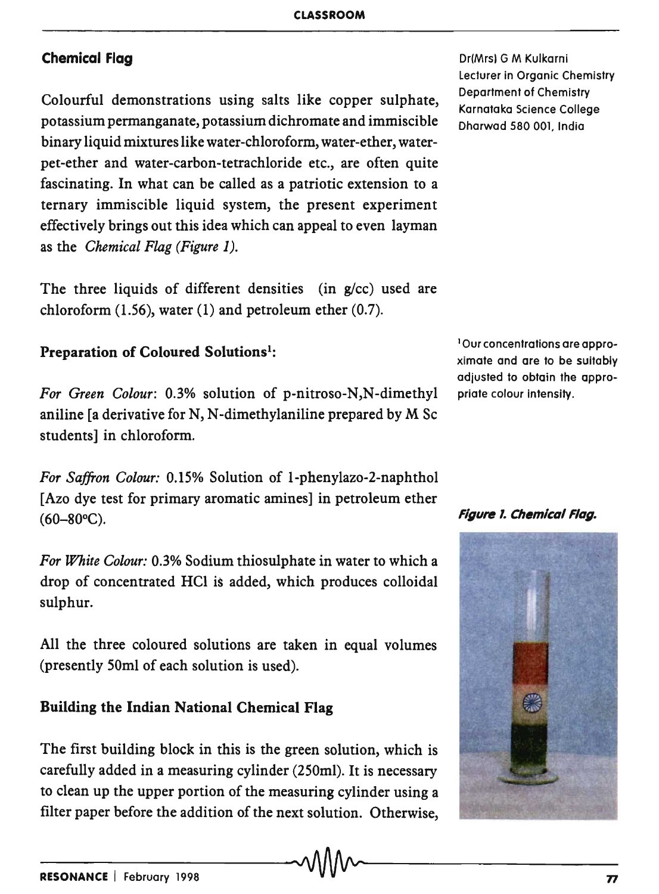## Chemical Flag

Dr(Mrs) G M Kulkarni
Lecturer in Organic Chemistry
Department of Chemistry
Karnataka Science College
Dharwad 580 001, India

Colourful demonstrations using salts like copper sulphate, potassium permanganate, potassium dichromate and immiscible binary liquid mixtures like water-chloroform, water-ether, water-pet-ether and water-carbon-tetrachloride etc., are often quite fascinating. In what can be called as a patriotic extension to a ternary immiscible liquid system, the present experiment effectively brings out this idea which can appeal to even layman as the *Chemical Flag (Figure 1).*

The three liquids of different densities (in g/cc) used are chloroform (1.56), water (1) and petroleum ether (0.7).

### Preparation of Coloured Solutions[1]:

[1] Our concentrations are approximate and are to be suitably adjusted to obtain the appropriate colour intensity.

*For Green Colour*: 0.3% solution of p-nitroso-N,N-dimethyl aniline [a derivative for N, N-dimethylaniline prepared by M Sc students] in chloroform.

*For Saffron Colour:* 0.15% Solution of 1-phenylazo-2-naphthol [Azo dye test for primary aromatic amines] in petroleum ether (60–80°C).

*For White Colour:* 0.3% Sodium thiosulphate in water to which a drop of concentrated HCl is added, which produces colloidal sulphur.

All the three coloured solutions are taken in equal volumes (presently 50ml of each solution is used).

***Figure 1. Chemical Flag.***

### Building the Indian National Chemical Flag

The first building block in this is the green solution, which is carefully added in a measuring cylinder (250ml). It is necessary to clean up the upper portion of the measuring cylinder using a filter paper before the addition of the next solution. Otherwise,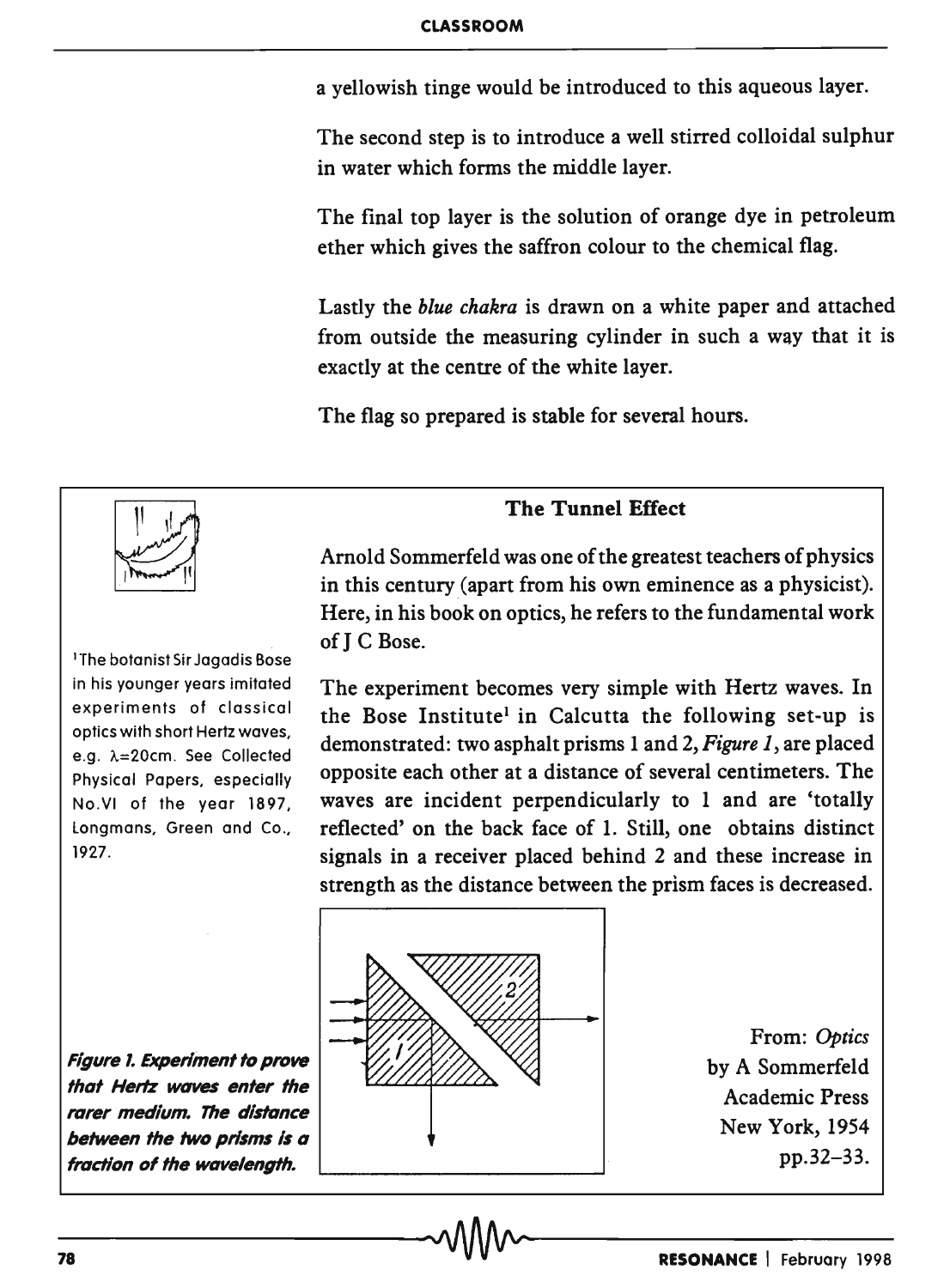a yellowish tinge would be introduced to this aqueous layer.

The second step is to introduce a well stirred colloidal sulphur in water which forms the middle layer.

The final top layer is the solution of orange dye in petroleum ether which gives the saffron colour to the chemical flag.

Lastly the *blue chakra* is drawn on a white paper and attached from outside the measuring cylinder in such a way that it is exactly at the centre of the white layer.

The flag so prepared is stable for several hours.

## The Tunnel Effect

Arnold Sommerfeld was one of the greatest teachers of physics in this century (apart from his own eminence as a physicist). Here, in his book on optics, he refers to the fundamental work of J C Bose.

The experiment becomes very simple with Hertz waves. In the Bose Institute[1] in Calcutta the following set-up is demonstrated: two asphalt prisms 1 and 2, *Figure 1*, are placed opposite each other at a distance of several centimeters. The waves are incident perpendicularly to 1 and are 'totally reflected' on the back face of 1. Still, one obtains distinct signals in a receiver placed behind 2 and these increase in strength as the distance between the prism faces is decreased.

[1] The botanist Sir Jagadis Bose in his younger years imitated experiments of classical optics with short Hertz waves, e.g. $\lambda$=20cm. See Collected Physical Papers, especially No.VI of the year 1897, Longmans, Green and Co., 1927.

2

1

***Figure 1. Experiment to prove that Hertz waves enter the rarer medium. The distance between the two prisms is a fraction of the wavelength.***

From: *Optics*
by A Sommerfeld
Academic Press
New York, 1954
pp.32–33.